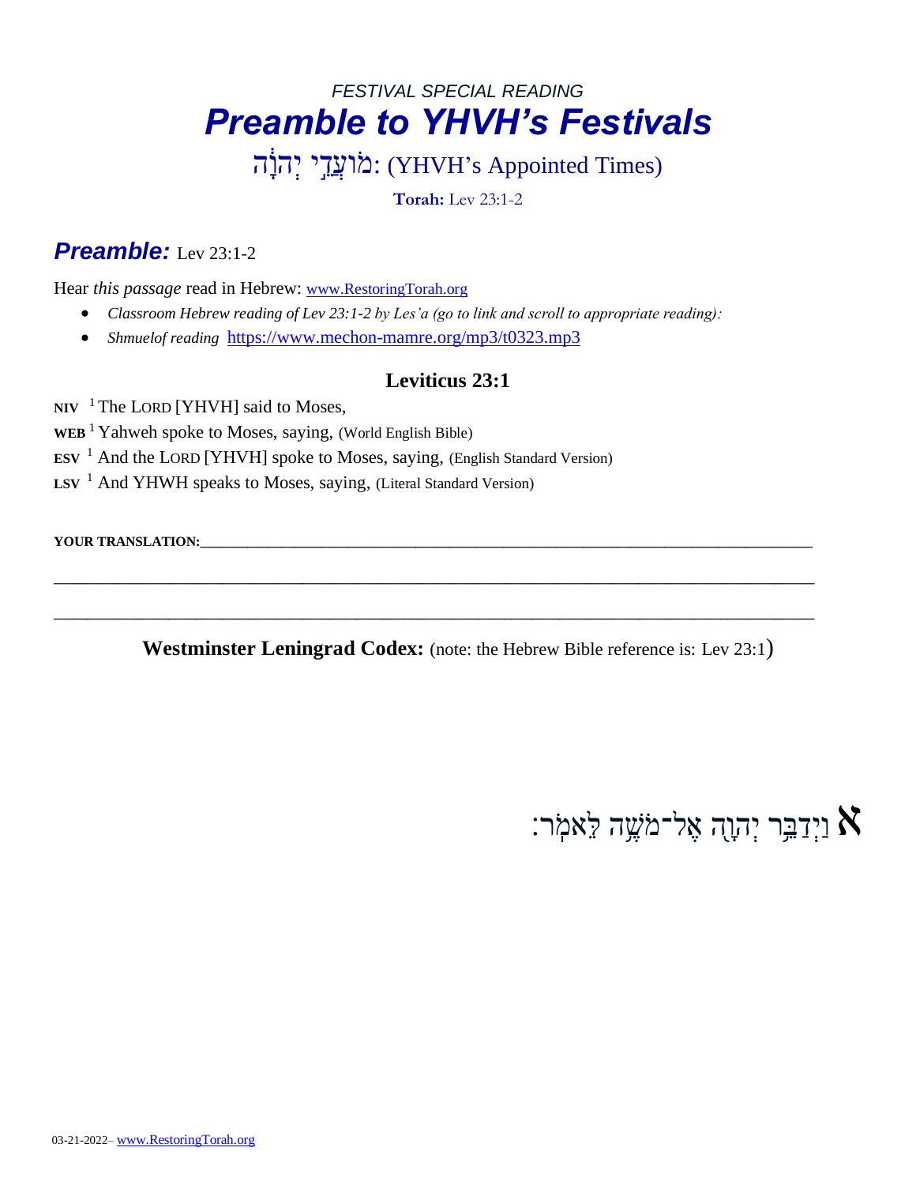*FESTIVAL SPECIAL READING*

# *Preamble to YHVH's Festivals*

מֹועֲדֵ֣י יְהוָ֔ה: (YHVH's Appointed Times)

**Torah:** Lev 23:1-2

## ***Preamble:*** Lev 23:1-2

Hear *this passage* read in Hebrew: www.RestoringTorah.org

- *Classroom Hebrew reading of Lev 23:1-2 by Les'a (go to link and scroll to appropriate reading):*
- *Shmuelof reading* https://www.mechon-mamre.org/mp3/t0323.mp3

### Leviticus 23:1

**NIV** [1] The LORD [YHVH] said to Moses,

**WEB** [1] Yahweh spoke to Moses, saying, (World English Bible)

**ESV** [1] And the LORD [YHVH] spoke to Moses, saying, (English Standard Version)

**LSV** [1] And YHWH speaks to Moses, saying, (Literal Standard Version)

**YOUR TRANSLATION:**\_\_\_\_\_\_\_\_\_\_\_\_\_\_\_\_\_\_\_\_\_\_\_\_\_\_\_\_\_\_\_\_\_\_\_\_\_\_\_\_\_\_\_\_\_\_\_\_\_\_\_\_\_\_\_\_\_\_\_\_

\_\_\_\_\_\_\_\_\_\_\_\_\_\_\_\_\_\_\_\_\_\_\_\_\_\_\_\_\_\_\_\_\_\_\_\_\_\_\_\_\_\_\_\_\_\_\_\_\_\_\_\_\_\_\_\_\_\_\_\_\_\_\_\_\_\_\_\_\_\_\_\_\_\_\_\_

\_\_\_\_\_\_\_\_\_\_\_\_\_\_\_\_\_\_\_\_\_\_\_\_\_\_\_\_\_\_\_\_\_\_\_\_\_\_\_\_\_\_\_\_\_\_\_\_\_\_\_\_\_\_\_\_\_\_\_\_\_\_\_\_\_\_\_\_\_\_\_\_\_\_\_\_

**Westminster Leningrad Codex:** (note: the Hebrew Bible reference is: Lev 23:1)

**א** וַיְדַבֵּ֥ר יְהוָ֖ה אֶל־מֹשֶׁ֥ה לֵּאמֹֽר׃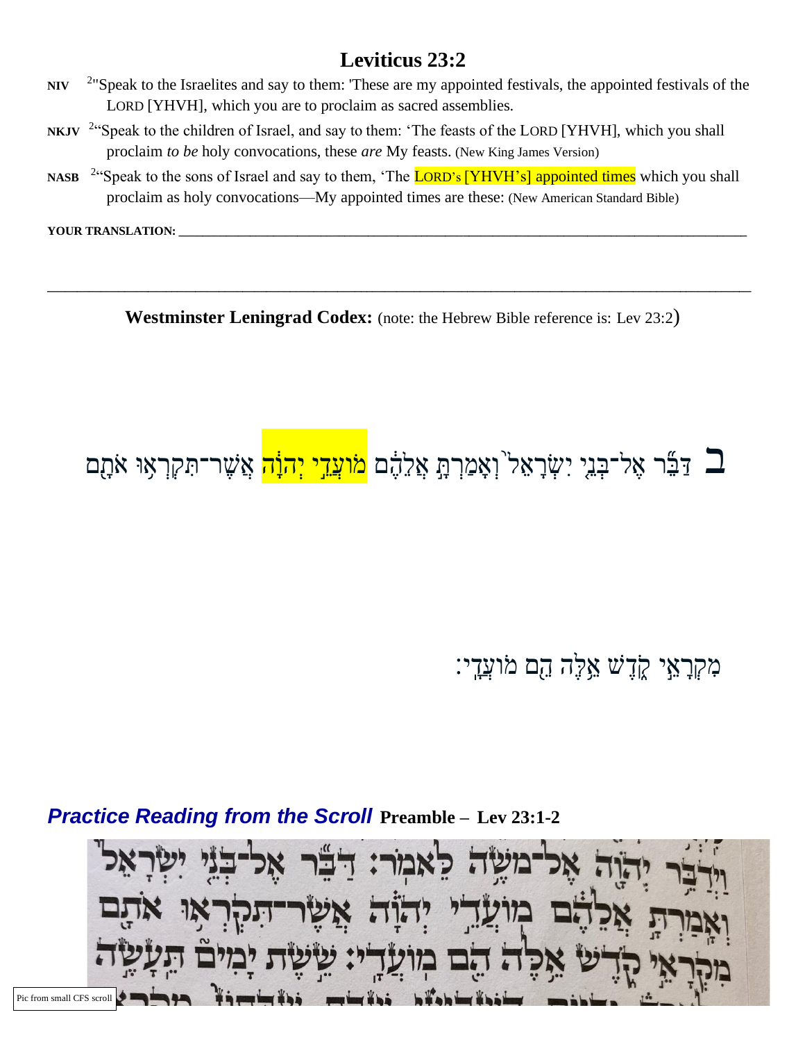# Leviticus 23:2

**NIV** [2]"Speak to the Israelites and say to them: 'These are my appointed festivals, the appointed festivals of the LORD [YHVH], which you are to proclaim as sacred assemblies.

**NKJV** [2]"Speak to the children of Israel, and say to them: 'The feasts of the LORD [YHVH], which you shall proclaim *to be* holy convocations, these *are* My feasts. (New King James Version)

**NASB** [2]"Speak to the sons of Israel and say to them, 'The LORD's [YHVH's] appointed times which you shall proclaim as holy convocations—My appointed times are these: (New American Standard Bible)

**YOUR TRANSLATION:** ______________________________________________________________________

______________________________________________________________________

**Westminster Leningrad Codex:** (note: the Hebrew Bible reference is: Lev 23:2)

ב דַּבֵּ֞ר אֶל־בְּנֵ֤י יִשְׂרָאֵל֙ וְאָמַרְתָּ֣ אֲלֵהֶ֔ם מוֹעֲדֵ֣י יְהוָ֔ה אֲשֶׁר־תִּקְרְא֥וּ אֹתָ֖ם

מִקְרָאֵ֣י קֹ֑דֶשׁ אֵ֥לֶּה הֵ֖ם מוֹעֲדָֽי׃

***Practice Reading from the Scroll*** **Preamble – Lev 23:1-2**

Pic from small CFS scroll